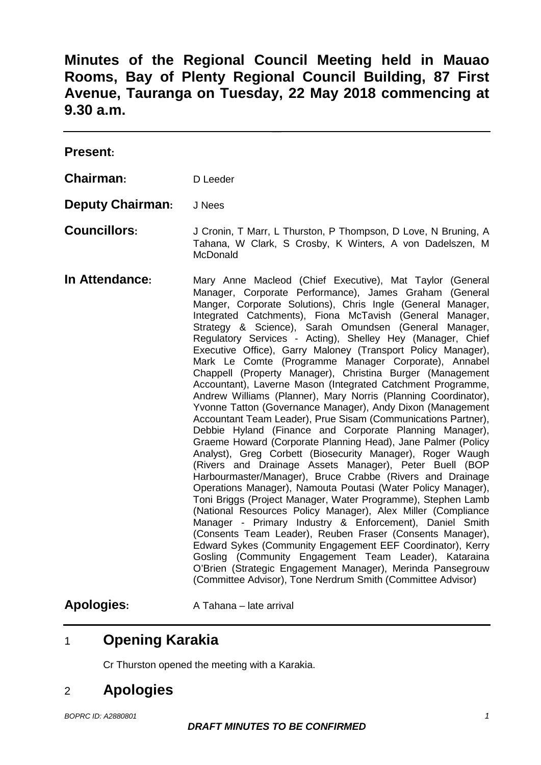# Minutes of the Regional Council Meeting held in Mauao Rooms, Bay of Plenty Regional Council Building, 87 First Avenue, Tauranga on Tuesday, 22 May 2018 commencing at 9.30 a.m.

---

**Present:**

**Chairman:** D Leeder

**Deputy Chairman:** J Nees

**Councillors:** J Cronin, T Marr, L Thurston, P Thompson, D Love, N Bruning, A Tahana, W Clark, S Crosby, K Winters, A von Dadelszen, M McDonald

**In Attendance:** Mary Anne Macleod (Chief Executive), Mat Taylor (General Manager, Corporate Performance), James Graham (General Manger, Corporate Solutions), Chris Ingle (General Manager, Integrated Catchments), Fiona McTavish (General Manager, Strategy & Science), Sarah Omundsen (General Manager, Regulatory Services - Acting), Shelley Hey (Manager, Chief Executive Office), Garry Maloney (Transport Policy Manager), Mark Le Comte (Programme Manager Corporate), Annabel Chappell (Property Manager), Christina Burger (Management Accountant), Laverne Mason (Integrated Catchment Programme, Andrew Williams (Planner), Mary Norris (Planning Coordinator), Yvonne Tatton (Governance Manager), Andy Dixon (Management Accountant Team Leader), Prue Sisam (Communications Partner), Debbie Hyland (Finance and Corporate Planning Manager), Graeme Howard (Corporate Planning Head), Jane Palmer (Policy Analyst), Greg Corbett (Biosecurity Manager), Roger Waugh (Rivers and Drainage Assets Manager), Peter Buell (BOP Harbourmaster/Manager), Bruce Crabbe (Rivers and Drainage Operations Manager), Namouta Poutasi (Water Policy Manager), Toni Briggs (Project Manager, Water Programme), Stephen Lamb (National Resources Policy Manager), Alex Miller (Compliance Manager - Primary Industry & Enforcement), Daniel Smith (Consents Team Leader), Reuben Fraser (Consents Manager), Edward Sykes (Community Engagement EEF Coordinator), Kerry Gosling (Community Engagement Team Leader), Kataraina O'Brien (Strategic Engagement Manager), Merinda Pansegrouw (Committee Advisor), Tone Nerdrum Smith (Committee Advisor)

**Apologies:** A Tahana – late arrival

---

## 1 Opening Karakia

Cr Thurston opened the meeting with a Karakia.

## 2 Apologies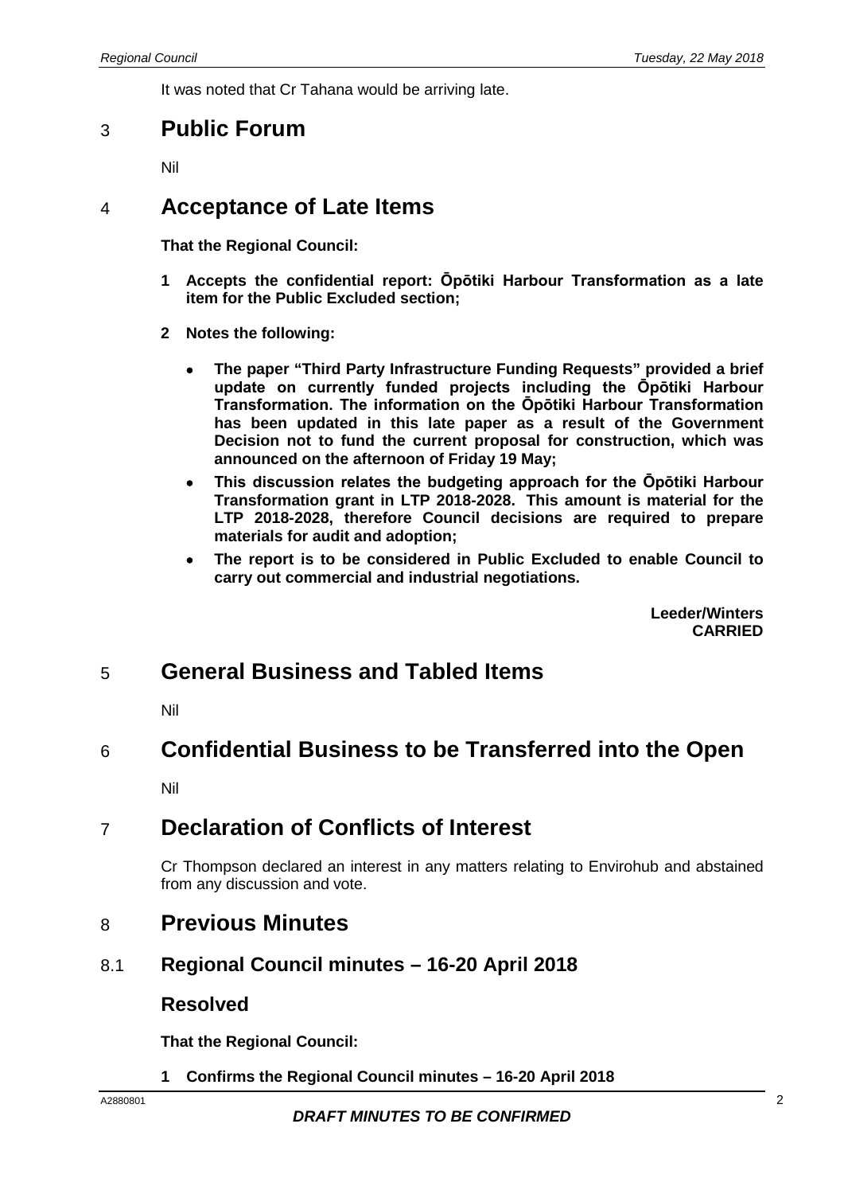It was noted that Cr Tahana would be arriving late.

## 3 Public Forum

Nil

## 4 Acceptance of Late Items

**That the Regional Council:**

**1 Accepts the confidential report: Ōpōtiki Harbour Transformation as a late item for the Public Excluded section;**

**2 Notes the following:**

- **The paper "Third Party Infrastructure Funding Requests" provided a brief update on currently funded projects including the Ōpōtiki Harbour Transformation. The information on the Ōpōtiki Harbour Transformation has been updated in this late paper as a result of the Government Decision not to fund the current proposal for construction, which was announced on the afternoon of Friday 19 May;**
- **This discussion relates the budgeting approach for the Ōpōtiki Harbour Transformation grant in LTP 2018-2028. This amount is material for the LTP 2018-2028, therefore Council decisions are required to prepare materials for audit and adoption;**
- **The report is to be considered in Public Excluded to enable Council to carry out commercial and industrial negotiations.**

**Leeder/Winters**
**CARRIED**

## 5 General Business and Tabled Items

Nil

## 6 Confidential Business to be Transferred into the Open

Nil

## 7 Declaration of Conflicts of Interest

Cr Thompson declared an interest in any matters relating to Envirohub and abstained from any discussion and vote.

## 8 Previous Minutes

### 8.1 Regional Council minutes – 16-20 April 2018

### Resolved

**That the Regional Council:**

**1 Confirms the Regional Council minutes – 16-20 April 2018**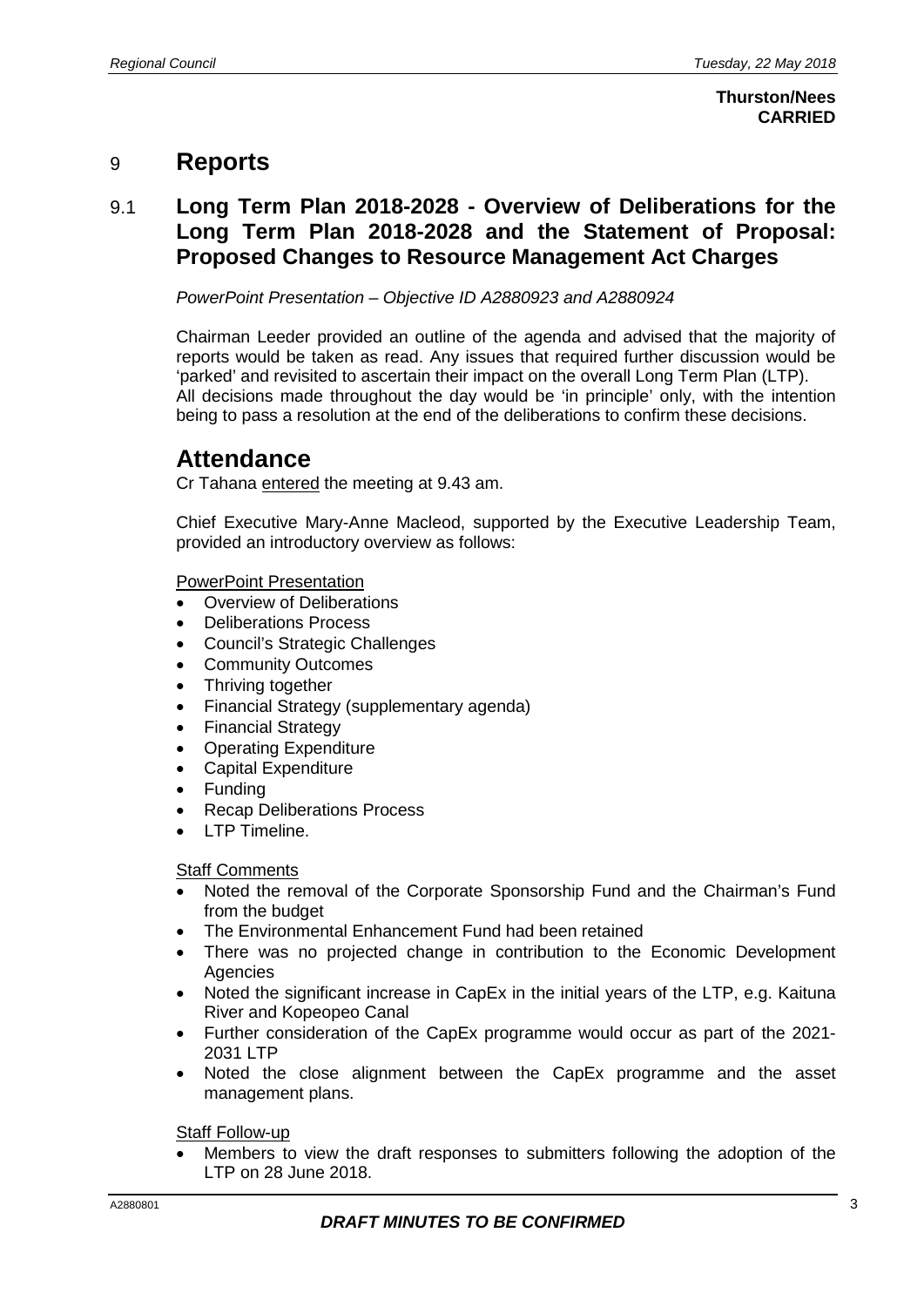**Thurston/Nees**
**CARRIED**

# 9 Reports

## 9.1 Long Term Plan 2018-2028 - Overview of Deliberations for the Long Term Plan 2018-2028 and the Statement of Proposal: Proposed Changes to Resource Management Act Charges

*PowerPoint Presentation – Objective ID A2880923 and A2880924*

Chairman Leeder provided an outline of the agenda and advised that the majority of reports would be taken as read. Any issues that required further discussion would be 'parked' and revisited to ascertain their impact on the overall Long Term Plan (LTP). All decisions made throughout the day would be 'in principle' only, with the intention being to pass a resolution at the end of the deliberations to confirm these decisions.

## Attendance

Cr Tahana entered the meeting at 9.43 am.

Chief Executive Mary-Anne Macleod, supported by the Executive Leadership Team, provided an introductory overview as follows:

PowerPoint Presentation

- Overview of Deliberations
- Deliberations Process
- Council's Strategic Challenges
- Community Outcomes
- Thriving together
- Financial Strategy (supplementary agenda)
- Financial Strategy
- Operating Expenditure
- Capital Expenditure
- Funding
- Recap Deliberations Process
- LTP Timeline.

Staff Comments

- Noted the removal of the Corporate Sponsorship Fund and the Chairman's Fund from the budget
- The Environmental Enhancement Fund had been retained
- There was no projected change in contribution to the Economic Development Agencies
- Noted the significant increase in CapEx in the initial years of the LTP, e.g. Kaituna River and Kopeopeo Canal
- Further consideration of the CapEx programme would occur as part of the 2021-2031 LTP
- Noted the close alignment between the CapEx programme and the asset management plans.

Staff Follow-up

- Members to view the draft responses to submitters following the adoption of the LTP on 28 June 2018.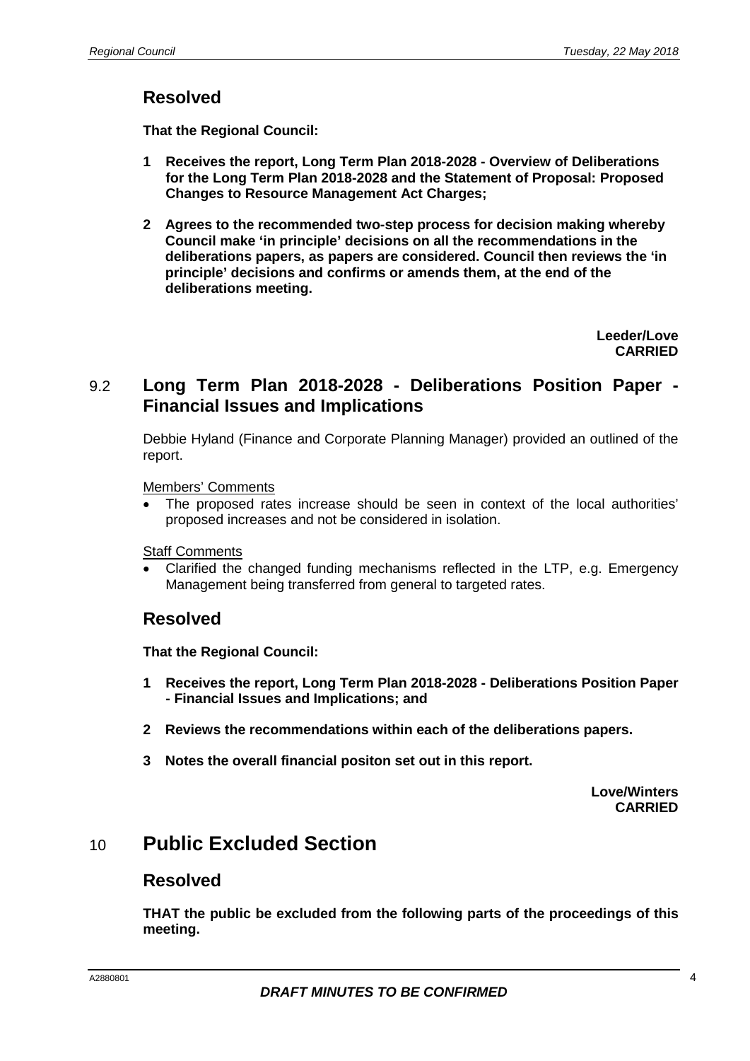## Resolved

**That the Regional Council:**

**1 Receives the report, Long Term Plan 2018-2028 - Overview of Deliberations for the Long Term Plan 2018-2028 and the Statement of Proposal: Proposed Changes to Resource Management Act Charges;**

**2 Agrees to the recommended two-step process for decision making whereby Council make 'in principle' decisions on all the recommendations in the deliberations papers, as papers are considered. Council then reviews the 'in principle' decisions and confirms or amends them, at the end of the deliberations meeting.**

**Leeder/Love**
**CARRIED**

## 9.2 Long Term Plan 2018-2028 - Deliberations Position Paper - Financial Issues and Implications

Debbie Hyland (Finance and Corporate Planning Manager) provided an outlined of the report.

Members' Comments

- The proposed rates increase should be seen in context of the local authorities' proposed increases and not be considered in isolation.

Staff Comments

- Clarified the changed funding mechanisms reflected in the LTP, e.g. Emergency Management being transferred from general to targeted rates.

## Resolved

**That the Regional Council:**

**1 Receives the report, Long Term Plan 2018-2028 - Deliberations Position Paper - Financial Issues and Implications; and**

**2 Reviews the recommendations within each of the deliberations papers.**

**3 Notes the overall financial positon set out in this report.**

**Love/Winters**
**CARRIED**

# 10 Public Excluded Section

## Resolved

**THAT the public be excluded from the following parts of the proceedings of this meeting.**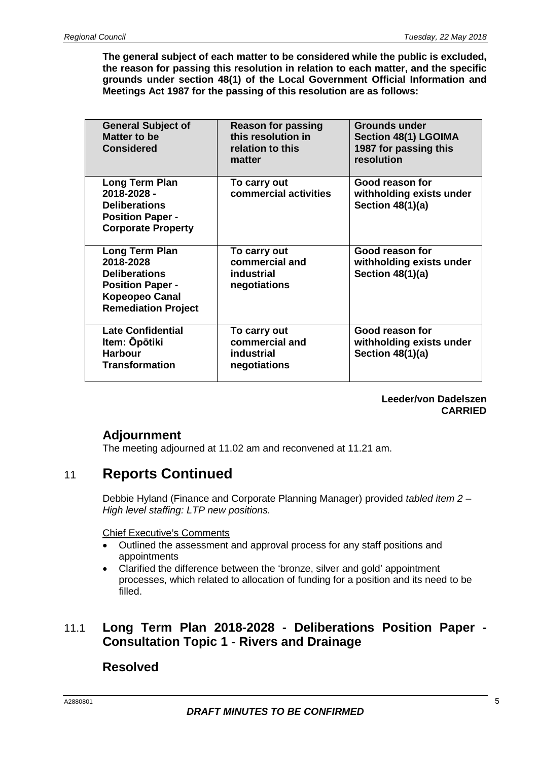**The general subject of each matter to be considered while the public is excluded, the reason for passing this resolution in relation to each matter, and the specific grounds under section 48(1) of the Local Government Official Information and Meetings Act 1987 for the passing of this resolution are as follows:**

| General Subject of Matter to be Considered | Reason for passing this resolution in relation to this matter | Grounds under Section 48(1) LGOIMA 1987 for passing this resolution |
|---|---|---|
| **Long Term Plan 2018-2028 - Deliberations Position Paper - Corporate Property** | **To carry out commercial activities** | **Good reason for withholding exists under Section 48(1)(a)** |
| **Long Term Plan 2018-2028 Deliberations Position Paper - Kopeopeo Canal Remediation Project** | **To carry out commercial and industrial negotiations** | **Good reason for withholding exists under Section 48(1)(a)** |
| **Late Confidential Item: Ōpōtiki Harbour Transformation** | **To carry out commercial and industrial negotiations** | **Good reason for withholding exists under Section 48(1)(a)** |

**Leeder/von Dadelszen**
**CARRIED**

## Adjournment

The meeting adjourned at 11.02 am and reconvened at 11.21 am.

# 11 Reports Continued

Debbie Hyland (Finance and Corporate Planning Manager) provided *tabled item 2 – High level staffing: LTP new positions.*

Chief Executive's Comments

- Outlined the assessment and approval process for any staff positions and appointments
- Clarified the difference between the 'bronze, silver and gold' appointment processes, which related to allocation of funding for a position and its need to be filled.

## 11.1 Long Term Plan 2018-2028 - Deliberations Position Paper - Consultation Topic 1 - Rivers and Drainage

## Resolved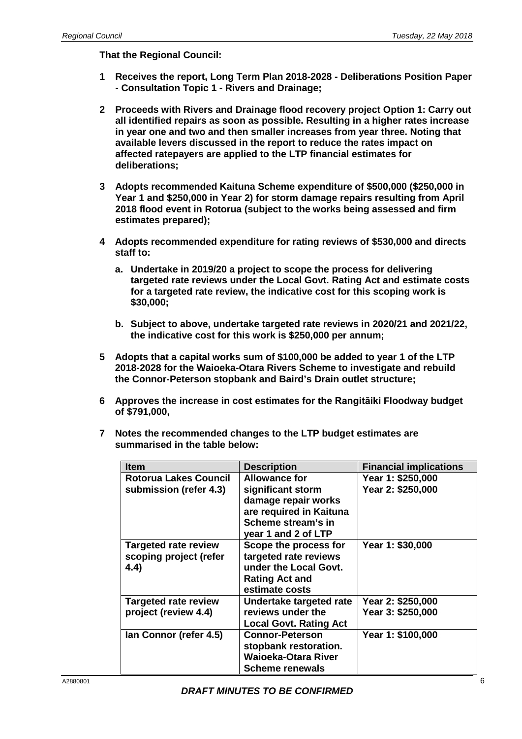**That the Regional Council:**

1. **Receives the report, Long Term Plan 2018-2028 - Deliberations Position Paper - Consultation Topic 1 - Rivers and Drainage;**

2. **Proceeds with Rivers and Drainage flood recovery project Option 1: Carry out all identified repairs as soon as possible. Resulting in a higher rates increase in year one and two and then smaller increases from year three. Noting that available levers discussed in the report to reduce the rates impact on affected ratepayers are applied to the LTP financial estimates for deliberations;**

3. **Adopts recommended Kaituna Scheme expenditure of $500,000 ($250,000 in Year 1 and $250,000 in Year 2) for storm damage repairs resulting from April 2018 flood event in Rotorua (subject to the works being assessed and firm estimates prepared);**

4. **Adopts recommended expenditure for rating reviews of $530,000 and directs staff to:**

   a. **Undertake in 2019/20 a project to scope the process for delivering targeted rate reviews under the Local Govt. Rating Act and estimate costs for a targeted rate review, the indicative cost for this scoping work is $30,000;**

   b. **Subject to above, undertake targeted rate reviews in 2020/21 and 2021/22, the indicative cost for this work is $250,000 per annum;**

5. **Adopts that a capital works sum of $100,000 be added to year 1 of the LTP 2018-2028 for the Waioeka-Otara Rivers Scheme to investigate and rebuild the Connor-Peterson stopbank and Baird's Drain outlet structure;**

6. **Approves the increase in cost estimates for the Rangitāiki Floodway budget of $791,000,**

7. **Notes the recommended changes to the LTP budget estimates are summarised in the table below:**

| Item | Description | Financial implications |
|---|---|---|
| Rotorua Lakes Council submission (refer 4.3) | Allowance for significant storm damage repair works are required in Kaituna Scheme stream's in year 1 and 2 of LTP | Year 1: $250,000<br>Year 2: $250,000 |
| Targeted rate review scoping project (refer 4.4) | Scope the process for targeted rate reviews under the Local Govt. Rating Act and estimate costs | Year 1: $30,000 |
| Targeted rate review project (review 4.4) | Undertake targeted rate reviews under the Local Govt. Rating Act | Year 2: $250,000<br>Year 3: $250,000 |
| Ian Connor (refer 4.5) | Connor-Peterson stopbank restoration. Waioeka-Otara River Scheme renewals | Year 1: $100,000 |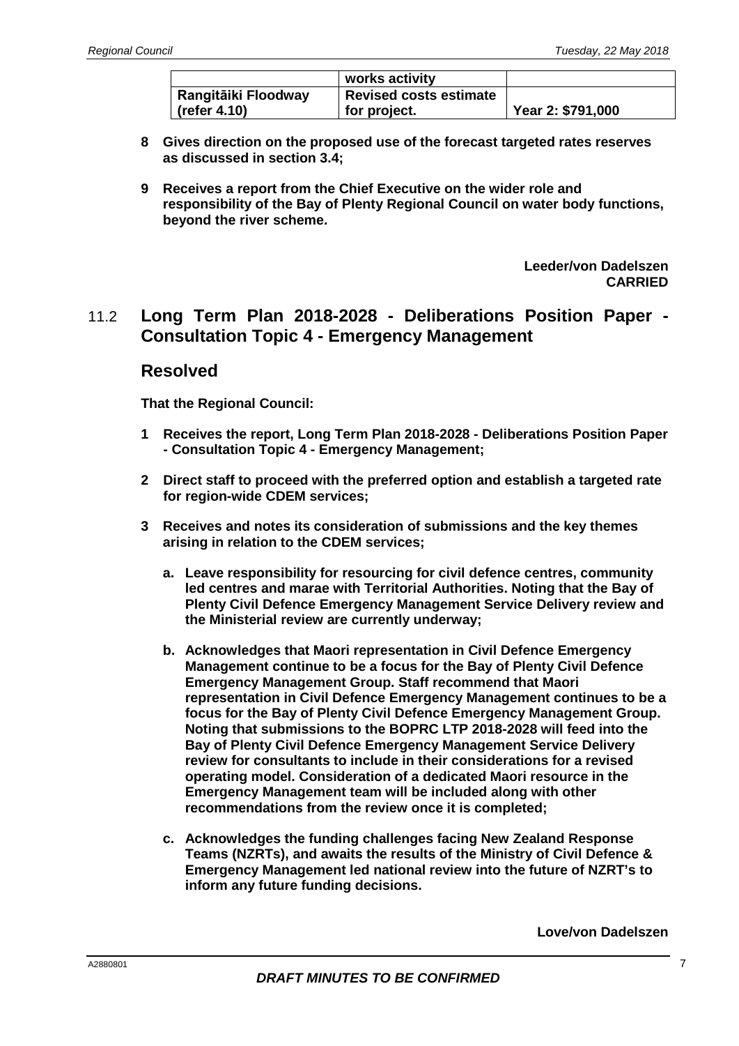| | works activity | |
|---|---|---|
| **Rangitāiki Floodway (refer 4.10)** | **Revised costs estimate for project.** | **Year 2: $791,000** |

**8 Gives direction on the proposed use of the forecast targeted rates reserves as discussed in section 3.4;**

**9 Receives a report from the Chief Executive on the wider role and responsibility of the Bay of Plenty Regional Council on water body functions, beyond the river scheme.**

**Leeder/von Dadelszen**
**CARRIED**

## 11.2 Long Term Plan 2018-2028 - Deliberations Position Paper - Consultation Topic 4 - Emergency Management

## Resolved

**That the Regional Council:**

**1 Receives the report, Long Term Plan 2018-2028 - Deliberations Position Paper - Consultation Topic 4 - Emergency Management;**

**2 Direct staff to proceed with the preferred option and establish a targeted rate for region-wide CDEM services;**

**3 Receives and notes its consideration of submissions and the key themes arising in relation to the CDEM services;**

**a. Leave responsibility for resourcing for civil defence centres, community led centres and marae with Territorial Authorities. Noting that the Bay of Plenty Civil Defence Emergency Management Service Delivery review and the Ministerial review are currently underway;**

**b. Acknowledges that Maori representation in Civil Defence Emergency Management continue to be a focus for the Bay of Plenty Civil Defence Emergency Management Group. Staff recommend that Maori representation in Civil Defence Emergency Management continues to be a focus for the Bay of Plenty Civil Defence Emergency Management Group. Noting that submissions to the BOPRC LTP 2018-2028 will feed into the Bay of Plenty Civil Defence Emergency Management Service Delivery review for consultants to include in their considerations for a revised operating model. Consideration of a dedicated Maori resource in the Emergency Management team will be included along with other recommendations from the review once it is completed;**

**c. Acknowledges the funding challenges facing New Zealand Response Teams (NZRTs), and awaits the results of the Ministry of Civil Defence & Emergency Management led national review into the future of NZRT's to inform any future funding decisions.**

**Love/von Dadelszen**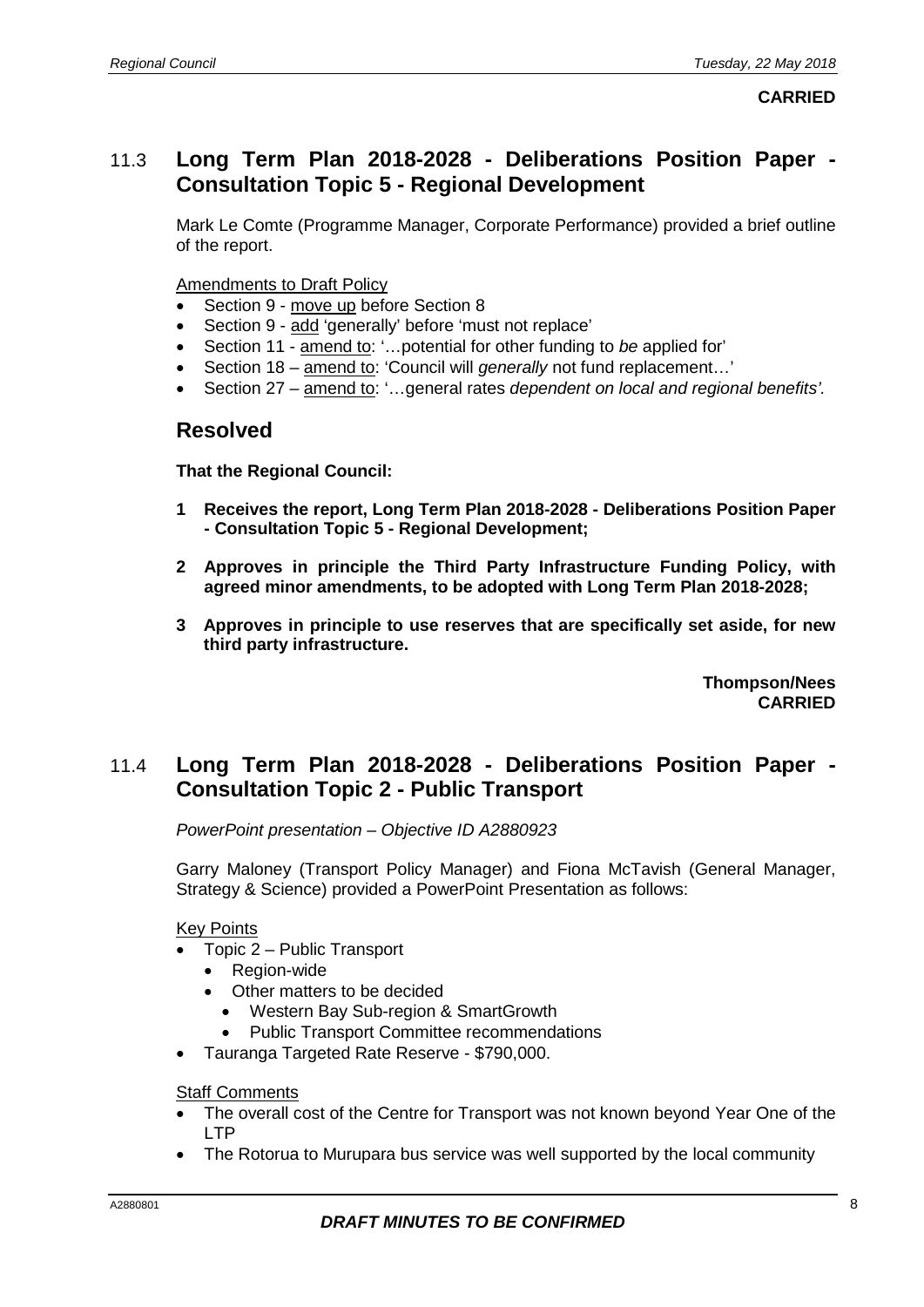**CARRIED**

## 11.3 Long Term Plan 2018-2028 - Deliberations Position Paper - Consultation Topic 5 - Regional Development

Mark Le Comte (Programme Manager, Corporate Performance) provided a brief outline of the report.

Amendments to Draft Policy

- Section 9 - move up before Section 8
- Section 9 - add 'generally' before 'must not replace'
- Section 11 - amend to: '…potential for other funding to *be* applied for'
- Section 18 – amend to: 'Council will *generally* not fund replacement…'
- Section 27 – amend to: '…general rates *dependent on local and regional benefits'.*

### Resolved

**That the Regional Council:**

**1 Receives the report, Long Term Plan 2018-2028 - Deliberations Position Paper - Consultation Topic 5 - Regional Development;**

**2 Approves in principle the Third Party Infrastructure Funding Policy, with agreed minor amendments, to be adopted with Long Term Plan 2018-2028;**

**3 Approves in principle to use reserves that are specifically set aside, for new third party infrastructure.**

**Thompson/Nees**
**CARRIED**

## 11.4 Long Term Plan 2018-2028 - Deliberations Position Paper - Consultation Topic 2 - Public Transport

*PowerPoint presentation – Objective ID A2880923*

Garry Maloney (Transport Policy Manager) and Fiona McTavish (General Manager, Strategy & Science) provided a PowerPoint Presentation as follows:

Key Points

- Topic 2 – Public Transport
  - Region-wide
  - Other matters to be decided
    - Western Bay Sub-region & SmartGrowth
    - Public Transport Committee recommendations
- Tauranga Targeted Rate Reserve - $790,000.

Staff Comments

- The overall cost of the Centre for Transport was not known beyond Year One of the LTP
- The Rotorua to Murupara bus service was well supported by the local community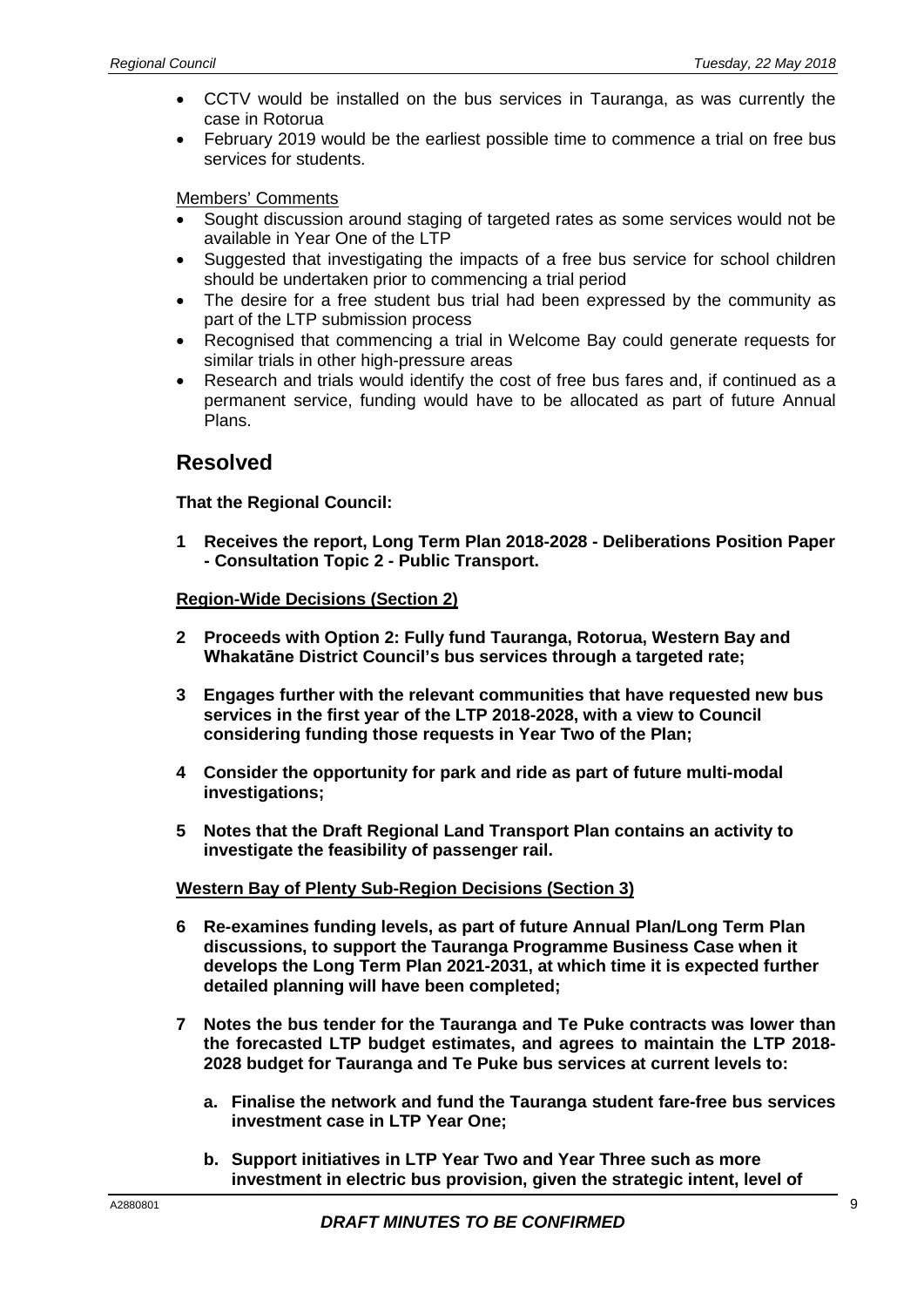- CCTV would be installed on the bus services in Tauranga, as was currently the case in Rotorua
- February 2019 would be the earliest possible time to commence a trial on free bus services for students.

Members' Comments

- Sought discussion around staging of targeted rates as some services would not be available in Year One of the LTP
- Suggested that investigating the impacts of a free bus service for school children should be undertaken prior to commencing a trial period
- The desire for a free student bus trial had been expressed by the community as part of the LTP submission process
- Recognised that commencing a trial in Welcome Bay could generate requests for similar trials in other high-pressure areas
- Research and trials would identify the cost of free bus fares and, if continued as a permanent service, funding would have to be allocated as part of future Annual Plans.

## Resolved

**That the Regional Council:**

**1 Receives the report, Long Term Plan 2018-2028 - Deliberations Position Paper - Consultation Topic 2 - Public Transport.**

**Region-Wide Decisions (Section 2)**

**2 Proceeds with Option 2: Fully fund Tauranga, Rotorua, Western Bay and Whakatāne District Council's bus services through a targeted rate;**

**3 Engages further with the relevant communities that have requested new bus services in the first year of the LTP 2018-2028, with a view to Council considering funding those requests in Year Two of the Plan;**

**4 Consider the opportunity for park and ride as part of future multi-modal investigations;**

**5 Notes that the Draft Regional Land Transport Plan contains an activity to investigate the feasibility of passenger rail.**

**Western Bay of Plenty Sub-Region Decisions (Section 3)**

**6 Re-examines funding levels, as part of future Annual Plan/Long Term Plan discussions, to support the Tauranga Programme Business Case when it develops the Long Term Plan 2021-2031, at which time it is expected further detailed planning will have been completed;**

**7 Notes the bus tender for the Tauranga and Te Puke contracts was lower than the forecasted LTP budget estimates, and agrees to maintain the LTP 2018-2028 budget for Tauranga and Te Puke bus services at current levels to:**

**a. Finalise the network and fund the Tauranga student fare-free bus services investment case in LTP Year One;**

**b. Support initiatives in LTP Year Two and Year Three such as more investment in electric bus provision, given the strategic intent, level of**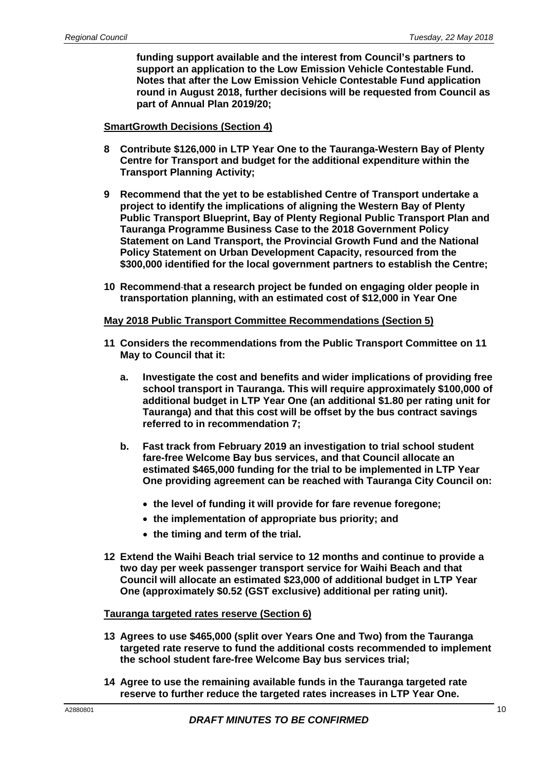**funding support available and the interest from Council's partners to support an application to the Low Emission Vehicle Contestable Fund. Notes that after the Low Emission Vehicle Contestable Fund application round in August 2018, further decisions will be requested from Council as part of Annual Plan 2019/20;**

**SmartGrowth Decisions (Section 4)**

**8 Contribute $126,000 in LTP Year One to the Tauranga-Western Bay of Plenty Centre for Transport and budget for the additional expenditure within the Transport Planning Activity;**

**9 Recommend that the yet to be established Centre of Transport undertake a project to identify the implications of aligning the Western Bay of Plenty Public Transport Blueprint, Bay of Plenty Regional Public Transport Plan and Tauranga Programme Business Case to the 2018 Government Policy Statement on Land Transport, the Provincial Growth Fund and the National Policy Statement on Urban Development Capacity, resourced from the $300,000 identified for the local government partners to establish the Centre;**

**10 Recommend that a research project be funded on engaging older people in transportation planning, with an estimated cost of $12,000 in Year One**

**May 2018 Public Transport Committee Recommendations (Section 5)**

**11 Considers the recommendations from the Public Transport Committee on 11 May to Council that it:**

**a. Investigate the cost and benefits and wider implications of providing free school transport in Tauranga. This will require approximately $100,000 of additional budget in LTP Year One (an additional $1.80 per rating unit for Tauranga) and that this cost will be offset by the bus contract savings referred to in recommendation 7;**

**b. Fast track from February 2019 an investigation to trial school student fare-free Welcome Bay bus services, and that Council allocate an estimated $465,000 funding for the trial to be implemented in LTP Year One providing agreement can be reached with Tauranga City Council on:**

- **the level of funding it will provide for fare revenue foregone;**
- **the implementation of appropriate bus priority; and**
- **the timing and term of the trial.**

**12 Extend the Waihi Beach trial service to 12 months and continue to provide a two day per week passenger transport service for Waihi Beach and that Council will allocate an estimated $23,000 of additional budget in LTP Year One (approximately $0.52 (GST exclusive) additional per rating unit).**

**Tauranga targeted rates reserve (Section 6)**

**13 Agrees to use $465,000 (split over Years One and Two) from the Tauranga targeted rate reserve to fund the additional costs recommended to implement the school student fare-free Welcome Bay bus services trial;**

**14 Agree to use the remaining available funds in the Tauranga targeted rate reserve to further reduce the targeted rates increases in LTP Year One.**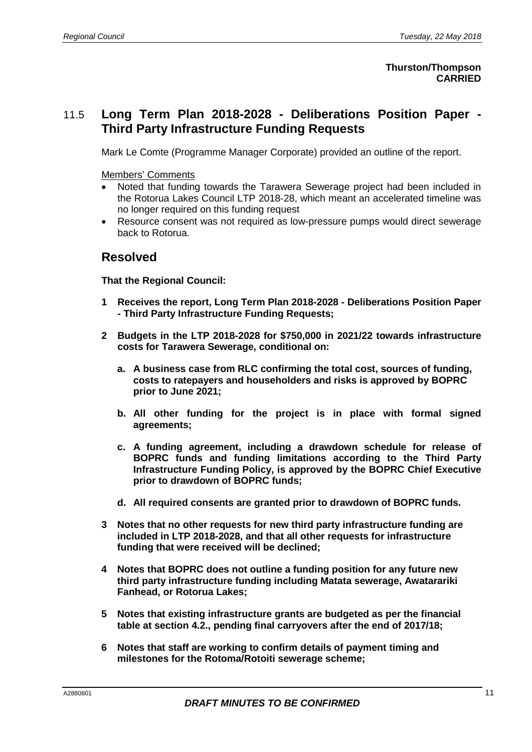**Thurston/Thompson**
**CARRIED**

## 11.5 Long Term Plan 2018-2028 - Deliberations Position Paper - Third Party Infrastructure Funding Requests

Mark Le Comte (Programme Manager Corporate) provided an outline of the report.

Members' Comments

- Noted that funding towards the Tarawera Sewerage project had been included in the Rotorua Lakes Council LTP 2018-28, which meant an accelerated timeline was no longer required on this funding request
- Resource consent was not required as low-pressure pumps would direct sewerage back to Rotorua.

## Resolved

**That the Regional Council:**

**1 Receives the report, Long Term Plan 2018-2028 - Deliberations Position Paper - Third Party Infrastructure Funding Requests;**

**2 Budgets in the LTP 2018-2028 for $750,000 in 2021/22 towards infrastructure costs for Tarawera Sewerage, conditional on:**

**a. A business case from RLC confirming the total cost, sources of funding, costs to ratepayers and householders and risks is approved by BOPRC prior to June 2021;**

**b. All other funding for the project is in place with formal signed agreements;**

**c. A funding agreement, including a drawdown schedule for release of BOPRC funds and funding limitations according to the Third Party Infrastructure Funding Policy, is approved by the BOPRC Chief Executive prior to drawdown of BOPRC funds;**

**d. All required consents are granted prior to drawdown of BOPRC funds.**

**3 Notes that no other requests for new third party infrastructure funding are included in LTP 2018-2028, and that all other requests for infrastructure funding that were received will be declined;**

**4 Notes that BOPRC does not outline a funding position for any future new third party infrastructure funding including Matata sewerage, Awatarariki Fanhead, or Rotorua Lakes;**

**5 Notes that existing infrastructure grants are budgeted as per the financial table at section 4.2., pending final carryovers after the end of 2017/18;**

**6 Notes that staff are working to confirm details of payment timing and milestones for the Rotoma/Rotoiti sewerage scheme;**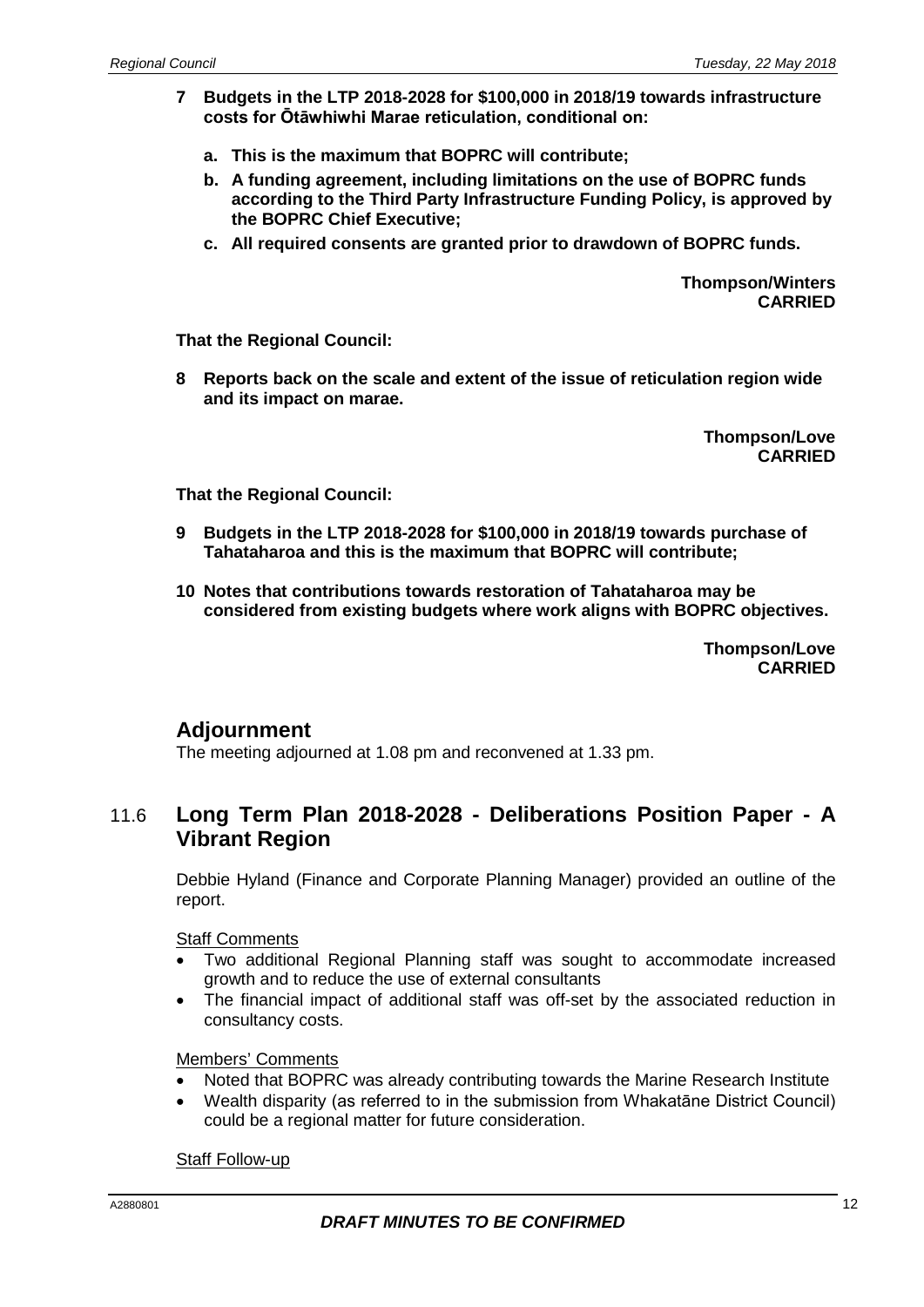**7 Budgets in the LTP 2018-2028 for $100,000 in 2018/19 towards infrastructure costs for Ōtāwhiwhi Marae reticulation, conditional on:**

**a. This is the maximum that BOPRC will contribute;**

**b. A funding agreement, including limitations on the use of BOPRC funds according to the Third Party Infrastructure Funding Policy, is approved by the BOPRC Chief Executive;**

**c. All required consents are granted prior to drawdown of BOPRC funds.**

**Thompson/Winters**
**CARRIED**

**That the Regional Council:**

**8 Reports back on the scale and extent of the issue of reticulation region wide and its impact on marae.**

**Thompson/Love**
**CARRIED**

**That the Regional Council:**

**9 Budgets in the LTP 2018-2028 for $100,000 in 2018/19 towards purchase of Tahataharoa and this is the maximum that BOPRC will contribute;**

**10 Notes that contributions towards restoration of Tahataharoa may be considered from existing budgets where work aligns with BOPRC objectives.**

**Thompson/Love**
**CARRIED**

## Adjournment

The meeting adjourned at 1.08 pm and reconvened at 1.33 pm.

## 11.6 Long Term Plan 2018-2028 - Deliberations Position Paper - A Vibrant Region

Debbie Hyland (Finance and Corporate Planning Manager) provided an outline of the report.

Staff Comments

- Two additional Regional Planning staff was sought to accommodate increased growth and to reduce the use of external consultants
- The financial impact of additional staff was off-set by the associated reduction in consultancy costs.

Members' Comments

- Noted that BOPRC was already contributing towards the Marine Research Institute
- Wealth disparity (as referred to in the submission from Whakatāne District Council) could be a regional matter for future consideration.

Staff Follow-up

*DRAFT MINUTES TO BE CONFIRMED*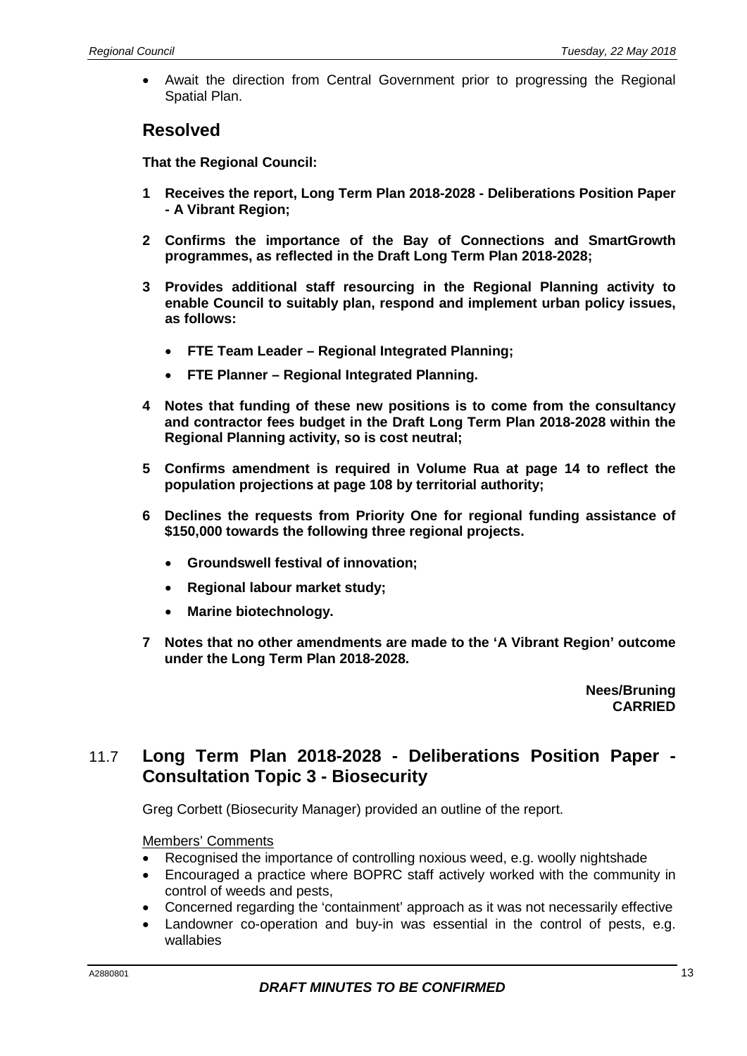- Await the direction from Central Government prior to progressing the Regional Spatial Plan.

## Resolved

**That the Regional Council:**

**1 Receives the report, Long Term Plan 2018-2028 - Deliberations Position Paper - A Vibrant Region;**

**2 Confirms the importance of the Bay of Connections and SmartGrowth programmes, as reflected in the Draft Long Term Plan 2018-2028;**

**3 Provides additional staff resourcing in the Regional Planning activity to enable Council to suitably plan, respond and implement urban policy issues, as follows:**

- **FTE Team Leader – Regional Integrated Planning;**
- **FTE Planner – Regional Integrated Planning.**

**4 Notes that funding of these new positions is to come from the consultancy and contractor fees budget in the Draft Long Term Plan 2018-2028 within the Regional Planning activity, so is cost neutral;**

**5 Confirms amendment is required in Volume Rua at page 14 to reflect the population projections at page 108 by territorial authority;**

**6 Declines the requests from Priority One for regional funding assistance of $150,000 towards the following three regional projects.**

- **Groundswell festival of innovation;**
- **Regional labour market study;**
- **Marine biotechnology.**

**7 Notes that no other amendments are made to the 'A Vibrant Region' outcome under the Long Term Plan 2018-2028.**

**Nees/Bruning**
**CARRIED**

## 11.7 Long Term Plan 2018-2028 - Deliberations Position Paper - Consultation Topic 3 - Biosecurity

Greg Corbett (Biosecurity Manager) provided an outline of the report.

Members' Comments

- Recognised the importance of controlling noxious weed, e.g. woolly nightshade
- Encouraged a practice where BOPRC staff actively worked with the community in control of weeds and pests,
- Concerned regarding the 'containment' approach as it was not necessarily effective
- Landowner co-operation and buy-in was essential in the control of pests, e.g. wallabies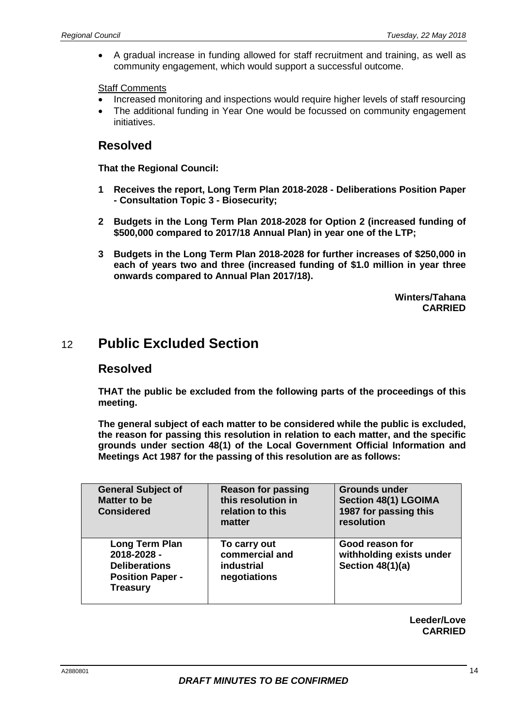- A gradual increase in funding allowed for staff recruitment and training, as well as community engagement, which would support a successful outcome.

Staff Comments

- Increased monitoring and inspections would require higher levels of staff resourcing
- The additional funding in Year One would be focussed on community engagement initiatives.

## Resolved

**That the Regional Council:**

**1 Receives the report, Long Term Plan 2018-2028 - Deliberations Position Paper - Consultation Topic 3 - Biosecurity;**

**2 Budgets in the Long Term Plan 2018-2028 for Option 2 (increased funding of \$500,000 compared to 2017/18 Annual Plan) in year one of the LTP;**

**3 Budgets in the Long Term Plan 2018-2028 for further increases of \$250,000 in each of years two and three (increased funding of \$1.0 million in year three onwards compared to Annual Plan 2017/18).**

**Winters/Tahana**
**CARRIED**

# 12 Public Excluded Section

## Resolved

**THAT the public be excluded from the following parts of the proceedings of this meeting.**

**The general subject of each matter to be considered while the public is excluded, the reason for passing this resolution in relation to each matter, and the specific grounds under section 48(1) of the Local Government Official Information and Meetings Act 1987 for the passing of this resolution are as follows:**

| General Subject of Matter to be Considered | Reason for passing this resolution in relation to this matter | Grounds under Section 48(1) LGOIMA 1987 for passing this resolution |
|---|---|---|
| **Long Term Plan 2018-2028 - Deliberations Position Paper - Treasury** | **To carry out commercial and industrial negotiations** | **Good reason for withholding exists under Section 48(1)(a)** |

**Leeder/Love**
**CARRIED**

***DRAFT MINUTES TO BE CONFIRMED***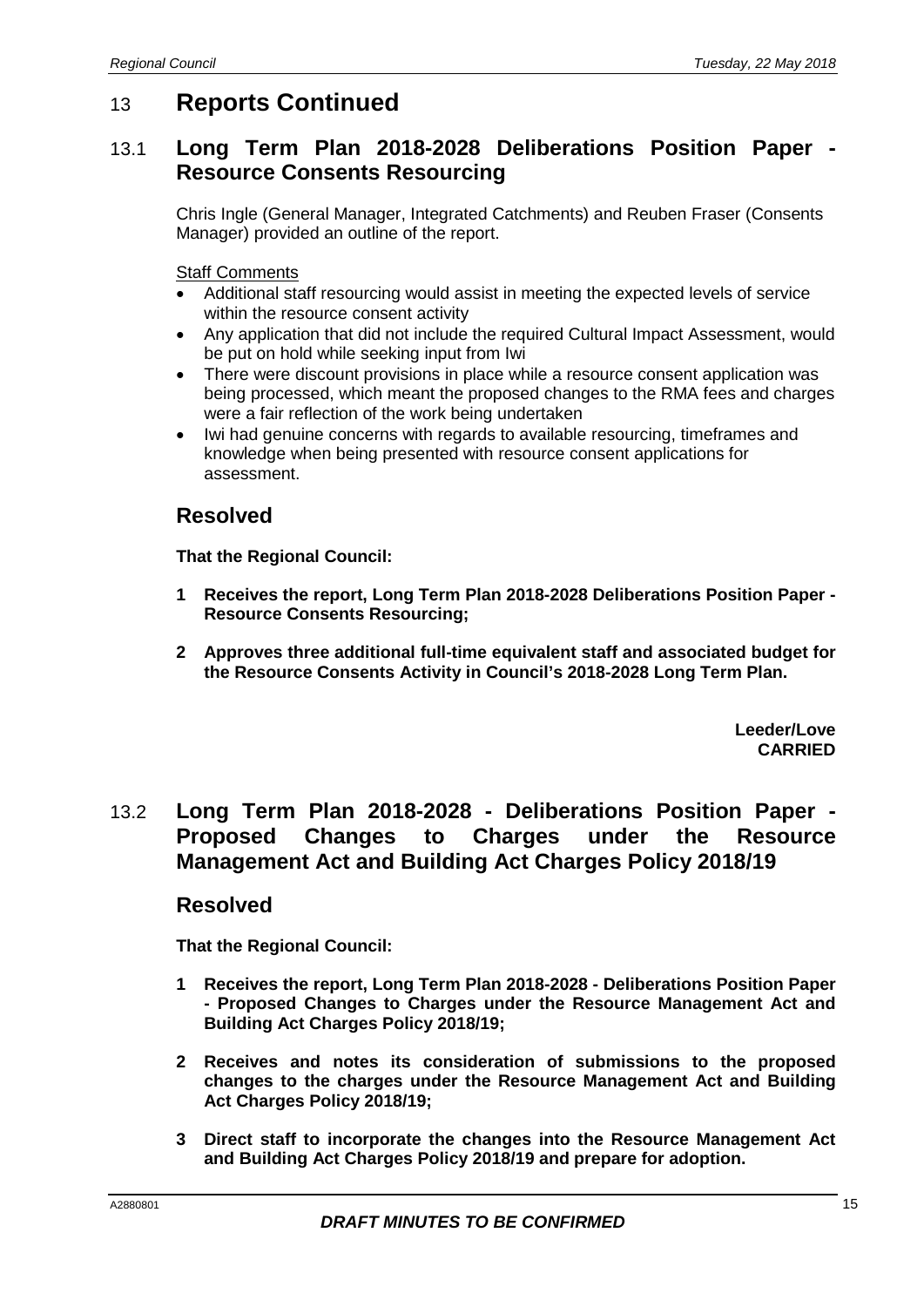# 13 Reports Continued

## 13.1 Long Term Plan 2018-2028 Deliberations Position Paper - Resource Consents Resourcing

Chris Ingle (General Manager, Integrated Catchments) and Reuben Fraser (Consents Manager) provided an outline of the report.

Staff Comments

- Additional staff resourcing would assist in meeting the expected levels of service within the resource consent activity
- Any application that did not include the required Cultural Impact Assessment, would be put on hold while seeking input from Iwi
- There were discount provisions in place while a resource consent application was being processed, which meant the proposed changes to the RMA fees and charges were a fair reflection of the work being undertaken
- Iwi had genuine concerns with regards to available resourcing, timeframes and knowledge when being presented with resource consent applications for assessment.

### Resolved

**That the Regional Council:**

**1 Receives the report, Long Term Plan 2018-2028 Deliberations Position Paper - Resource Consents Resourcing;**

**2 Approves three additional full-time equivalent staff and associated budget for the Resource Consents Activity in Council's 2018-2028 Long Term Plan.**

**Leeder/Love**
**CARRIED**

## 13.2 Long Term Plan 2018-2028 - Deliberations Position Paper - Proposed Changes to Charges under the Resource Management Act and Building Act Charges Policy 2018/19

### Resolved

**That the Regional Council:**

**1 Receives the report, Long Term Plan 2018-2028 - Deliberations Position Paper - Proposed Changes to Charges under the Resource Management Act and Building Act Charges Policy 2018/19;**

**2 Receives and notes its consideration of submissions to the proposed changes to the charges under the Resource Management Act and Building Act Charges Policy 2018/19;**

**3 Direct staff to incorporate the changes into the Resource Management Act and Building Act Charges Policy 2018/19 and prepare for adoption.**

*DRAFT MINUTES TO BE CONFIRMED*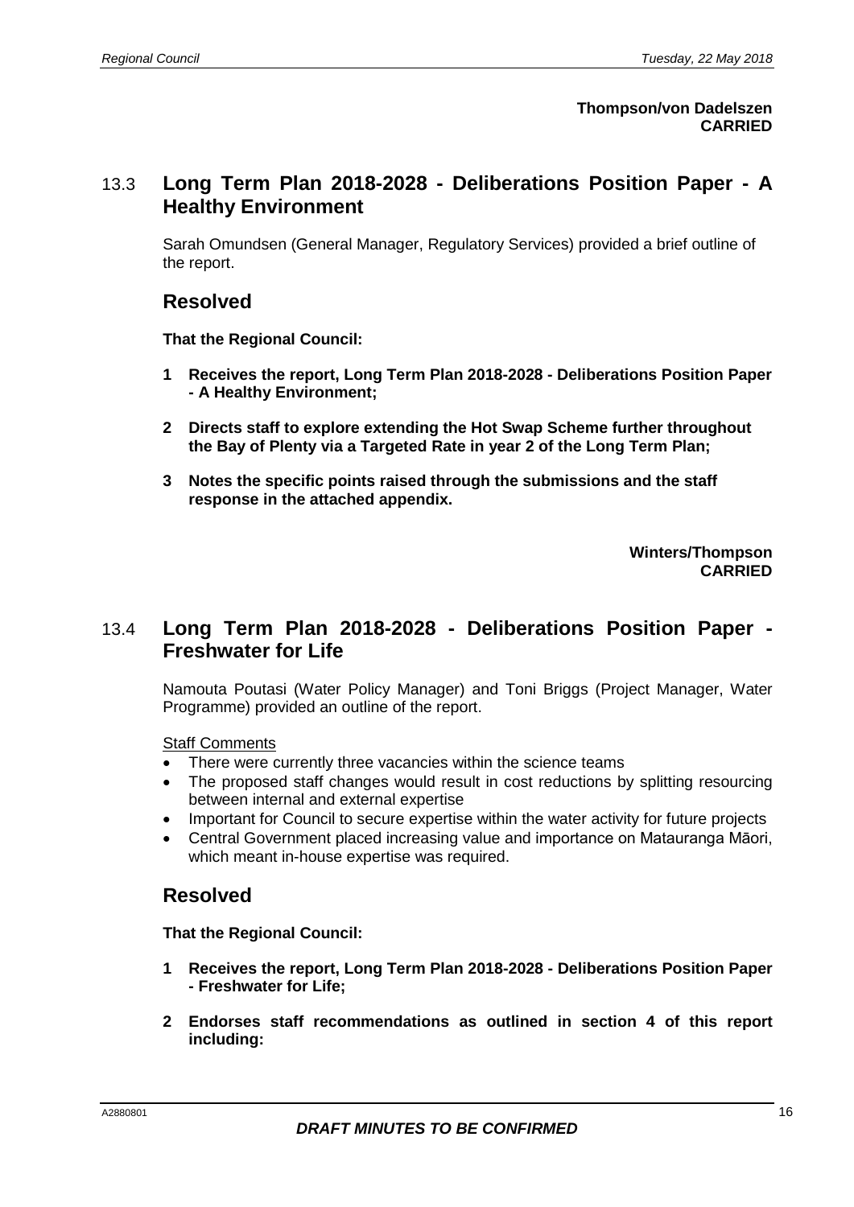**Thompson/von Dadelszen**
**CARRIED**

## 13.3 Long Term Plan 2018-2028 - Deliberations Position Paper - A Healthy Environment

Sarah Omundsen (General Manager, Regulatory Services) provided a brief outline of the report.

### Resolved

**That the Regional Council:**

1. **Receives the report, Long Term Plan 2018-2028 - Deliberations Position Paper - A Healthy Environment;**
2. **Directs staff to explore extending the Hot Swap Scheme further throughout the Bay of Plenty via a Targeted Rate in year 2 of the Long Term Plan;**
3. **Notes the specific points raised through the submissions and the staff response in the attached appendix.**

**Winters/Thompson**
**CARRIED**

## 13.4 Long Term Plan 2018-2028 - Deliberations Position Paper - Freshwater for Life

Namouta Poutasi (Water Policy Manager) and Toni Briggs (Project Manager, Water Programme) provided an outline of the report.

Staff Comments

- There were currently three vacancies within the science teams
- The proposed staff changes would result in cost reductions by splitting resourcing between internal and external expertise
- Important for Council to secure expertise within the water activity for future projects
- Central Government placed increasing value and importance on Matauranga Māori, which meant in-house expertise was required.

### Resolved

**That the Regional Council:**

1. **Receives the report, Long Term Plan 2018-2028 - Deliberations Position Paper - Freshwater for Life;**
2. **Endorses staff recommendations as outlined in section 4 of this report including:**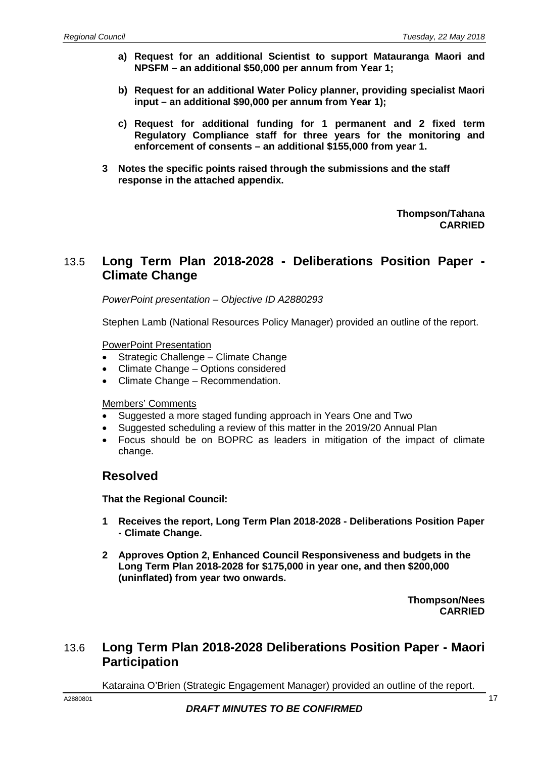**a) Request for an additional Scientist to support Matauranga Maori and NPSFM – an additional $50,000 per annum from Year 1;**

**b) Request for an additional Water Policy planner, providing specialist Maori input – an additional $90,000 per annum from Year 1);**

**c) Request for additional funding for 1 permanent and 2 fixed term Regulatory Compliance staff for three years for the monitoring and enforcement of consents – an additional $155,000 from year 1.**

**3 Notes the specific points raised through the submissions and the staff response in the attached appendix.**

**Thompson/Tahana**
**CARRIED**

## 13.5 Long Term Plan 2018-2028 - Deliberations Position Paper - Climate Change

*PowerPoint presentation – Objective ID A2880293*

Stephen Lamb (National Resources Policy Manager) provided an outline of the report.

PowerPoint Presentation

- Strategic Challenge – Climate Change
- Climate Change – Options considered
- Climate Change – Recommendation.

Members' Comments

- Suggested a more staged funding approach in Years One and Two
- Suggested scheduling a review of this matter in the 2019/20 Annual Plan
- Focus should be on BOPRC as leaders in mitigation of the impact of climate change.

### Resolved

**That the Regional Council:**

**1 Receives the report, Long Term Plan 2018-2028 - Deliberations Position Paper - Climate Change.**

**2 Approves Option 2, Enhanced Council Responsiveness and budgets in the Long Term Plan 2018-2028 for $175,000 in year one, and then $200,000 (uninflated) from year two onwards.**

**Thompson/Nees**
**CARRIED**

## 13.6 Long Term Plan 2018-2028 Deliberations Position Paper - Maori Participation

Kataraina O'Brien (Strategic Engagement Manager) provided an outline of the report.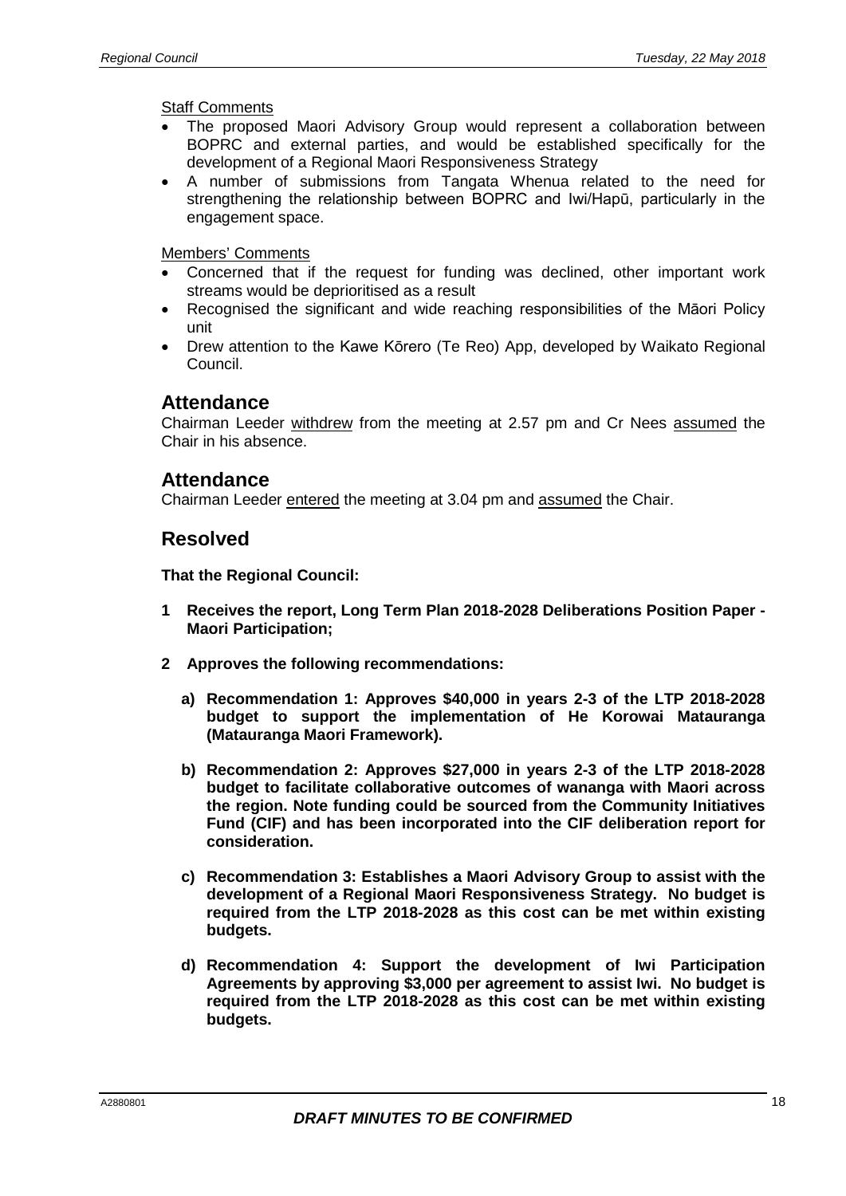Staff Comments

- The proposed Maori Advisory Group would represent a collaboration between BOPRC and external parties, and would be established specifically for the development of a Regional Maori Responsiveness Strategy
- A number of submissions from Tangata Whenua related to the need for strengthening the relationship between BOPRC and Iwi/Hapū, particularly in the engagement space.

Members' Comments

- Concerned that if the request for funding was declined, other important work streams would be deprioritised as a result
- Recognised the significant and wide reaching responsibilities of the Māori Policy unit
- Drew attention to the Kawe Kōrero (Te Reo) App, developed by Waikato Regional Council.

## Attendance

Chairman Leeder withdrew from the meeting at 2.57 pm and Cr Nees assumed the Chair in his absence.

## Attendance

Chairman Leeder entered the meeting at 3.04 pm and assumed the Chair.

## Resolved

**That the Regional Council:**

**1 Receives the report, Long Term Plan 2018-2028 Deliberations Position Paper - Maori Participation;**

**2 Approves the following recommendations:**

**a) Recommendation 1: Approves $40,000 in years 2-3 of the LTP 2018-2028 budget to support the implementation of He Korowai Matauranga (Matauranga Maori Framework).**

**b) Recommendation 2: Approves $27,000 in years 2-3 of the LTP 2018-2028 budget to facilitate collaborative outcomes of wananga with Maori across the region. Note funding could be sourced from the Community Initiatives Fund (CIF) and has been incorporated into the CIF deliberation report for consideration.**

**c) Recommendation 3: Establishes a Maori Advisory Group to assist with the development of a Regional Maori Responsiveness Strategy. No budget is required from the LTP 2018-2028 as this cost can be met within existing budgets.**

**d) Recommendation 4: Support the development of Iwi Participation Agreements by approving $3,000 per agreement to assist Iwi. No budget is required from the LTP 2018-2028 as this cost can be met within existing budgets.**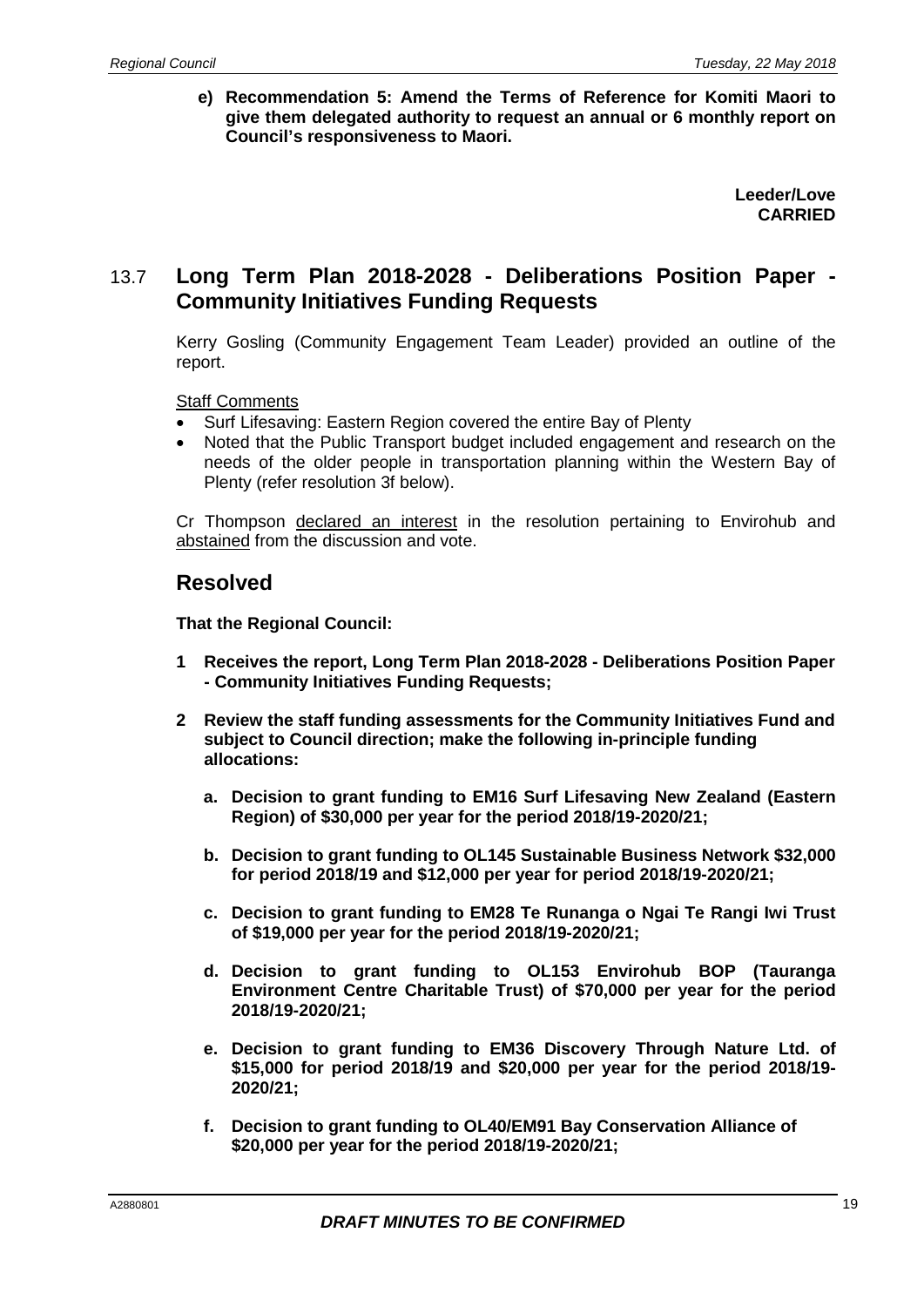**e) Recommendation 5: Amend the Terms of Reference for Komiti Maori to give them delegated authority to request an annual or 6 monthly report on Council's responsiveness to Maori.**

**Leeder/Love**
**CARRIED**

## 13.7 Long Term Plan 2018-2028 - Deliberations Position Paper - Community Initiatives Funding Requests

Kerry Gosling (Community Engagement Team Leader) provided an outline of the report.

Staff Comments

- Surf Lifesaving: Eastern Region covered the entire Bay of Plenty
- Noted that the Public Transport budget included engagement and research on the needs of the older people in transportation planning within the Western Bay of Plenty (refer resolution 3f below).

Cr Thompson declared an interest in the resolution pertaining to Envirohub and abstained from the discussion and vote.

## Resolved

**That the Regional Council:**

**1 Receives the report, Long Term Plan 2018-2028 - Deliberations Position Paper - Community Initiatives Funding Requests;**

**2 Review the staff funding assessments for the Community Initiatives Fund and subject to Council direction; make the following in-principle funding allocations:**

**a. Decision to grant funding to EM16 Surf Lifesaving New Zealand (Eastern Region) of $30,000 per year for the period 2018/19-2020/21;**

**b. Decision to grant funding to OL145 Sustainable Business Network $32,000 for period 2018/19 and $12,000 per year for period 2018/19-2020/21;**

**c. Decision to grant funding to EM28 Te Runanga o Ngai Te Rangi Iwi Trust of $19,000 per year for the period 2018/19-2020/21;**

**d. Decision to grant funding to OL153 Envirohub BOP (Tauranga Environment Centre Charitable Trust) of $70,000 per year for the period 2018/19-2020/21;**

**e. Decision to grant funding to EM36 Discovery Through Nature Ltd. of $15,000 for period 2018/19 and $20,000 per year for the period 2018/19-2020/21;**

**f. Decision to grant funding to OL40/EM91 Bay Conservation Alliance of $20,000 per year for the period 2018/19-2020/21;**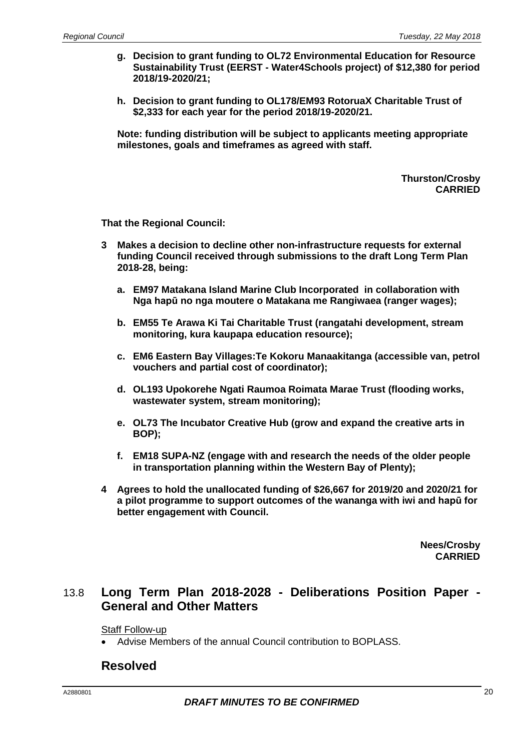- **g. Decision to grant funding to OL72 Environmental Education for Resource Sustainability Trust (EERST - Water4Schools project) of $12,380 for period 2018/19-2020/21;**

- **h. Decision to grant funding to OL178/EM93 RotoruaX Charitable Trust of $2,333 for each year for the period 2018/19-2020/21.**

**Note: funding distribution will be subject to applicants meeting appropriate milestones, goals and timeframes as agreed with staff.**

**Thurston/Crosby**
**CARRIED**

**That the Regional Council:**

**3 Makes a decision to decline other non-infrastructure requests for external funding Council received through submissions to the draft Long Term Plan 2018-28, being:**

- **a. EM97 Matakana Island Marine Club Incorporated in collaboration with Nga hapū no nga moutere o Matakana me Rangiwaea (ranger wages);**
- **b. EM55 Te Arawa Ki Tai Charitable Trust (rangatahi development, stream monitoring, kura kaupapa education resource);**
- **c. EM6 Eastern Bay Villages:Te Kokoru Manaakitanga (accessible van, petrol vouchers and partial cost of coordinator);**
- **d. OL193 Upokorehe Ngati Raumoa Roimata Marae Trust (flooding works, wastewater system, stream monitoring);**
- **e. OL73 The Incubator Creative Hub (grow and expand the creative arts in BOP);**
- **f. EM18 SUPA-NZ (engage with and research the needs of the older people in transportation planning within the Western Bay of Plenty);**

**4 Agrees to hold the unallocated funding of $26,667 for 2019/20 and 2020/21 for a pilot programme to support outcomes of the wananga with iwi and hapū for better engagement with Council.**

**Nees/Crosby**
**CARRIED**

## 13.8 Long Term Plan 2018-2028 - Deliberations Position Paper - General and Other Matters

Staff Follow-up

- Advise Members of the annual Council contribution to BOPLASS.

## Resolved

*DRAFT MINUTES TO BE CONFIRMED*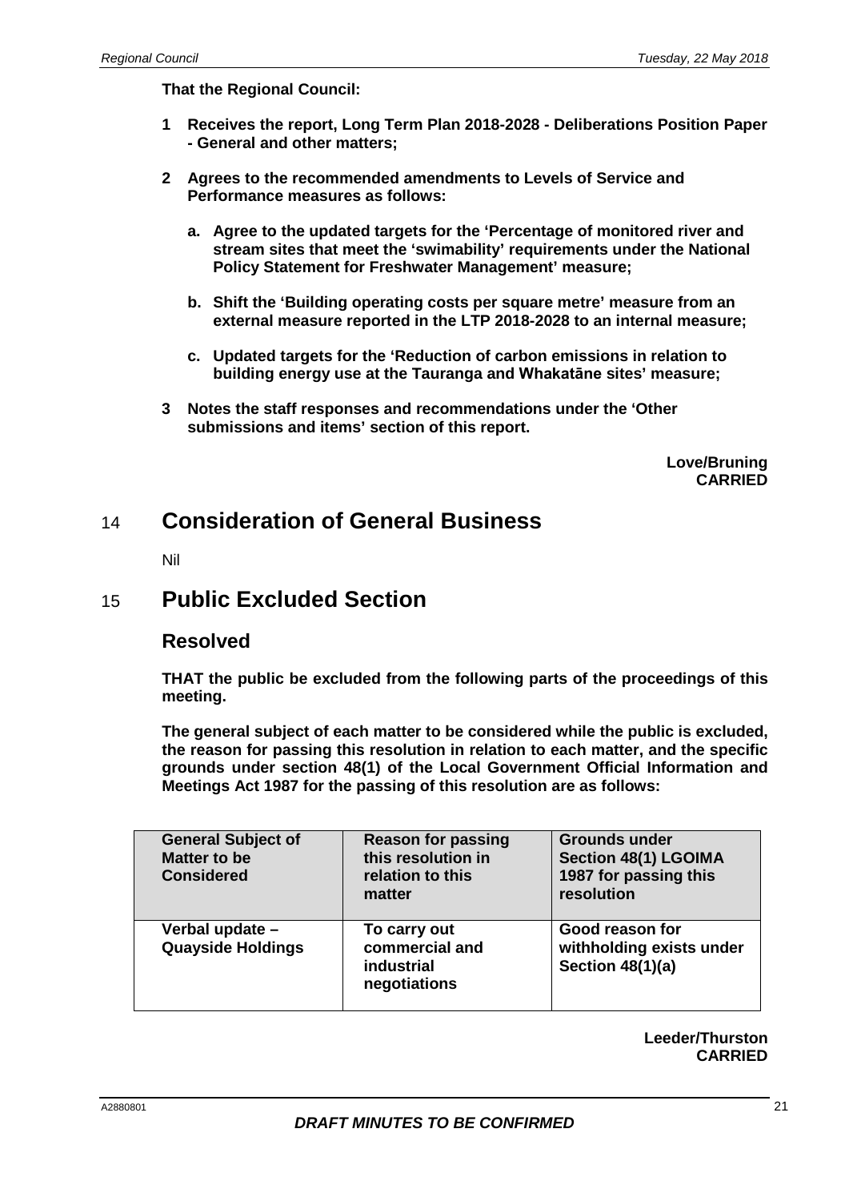**That the Regional Council:**

**1 Receives the report, Long Term Plan 2018-2028 - Deliberations Position Paper - General and other matters;**

**2 Agrees to the recommended amendments to Levels of Service and Performance measures as follows:**

**a. Agree to the updated targets for the 'Percentage of monitored river and stream sites that meet the 'swimability' requirements under the National Policy Statement for Freshwater Management' measure;**

**b. Shift the 'Building operating costs per square metre' measure from an external measure reported in the LTP 2018-2028 to an internal measure;**

**c. Updated targets for the 'Reduction of carbon emissions in relation to building energy use at the Tauranga and Whakatāne sites' measure;**

**3 Notes the staff responses and recommendations under the 'Other submissions and items' section of this report.**

**Love/Bruning**
**CARRIED**

# 14 Consideration of General Business

Nil

# 15 Public Excluded Section

## Resolved

**THAT the public be excluded from the following parts of the proceedings of this meeting.**

**The general subject of each matter to be considered while the public is excluded, the reason for passing this resolution in relation to each matter, and the specific grounds under section 48(1) of the Local Government Official Information and Meetings Act 1987 for the passing of this resolution are as follows:**

| General Subject of Matter to be Considered | Reason for passing this resolution in relation to this matter | Grounds under Section 48(1) LGOIMA 1987 for passing this resolution |
| --- | --- | --- |
| Verbal update – Quayside Holdings | To carry out commercial and industrial negotiations | Good reason for withholding exists under Section 48(1)(a) |

**Leeder/Thurston**
**CARRIED**

***DRAFT MINUTES TO BE CONFIRMED***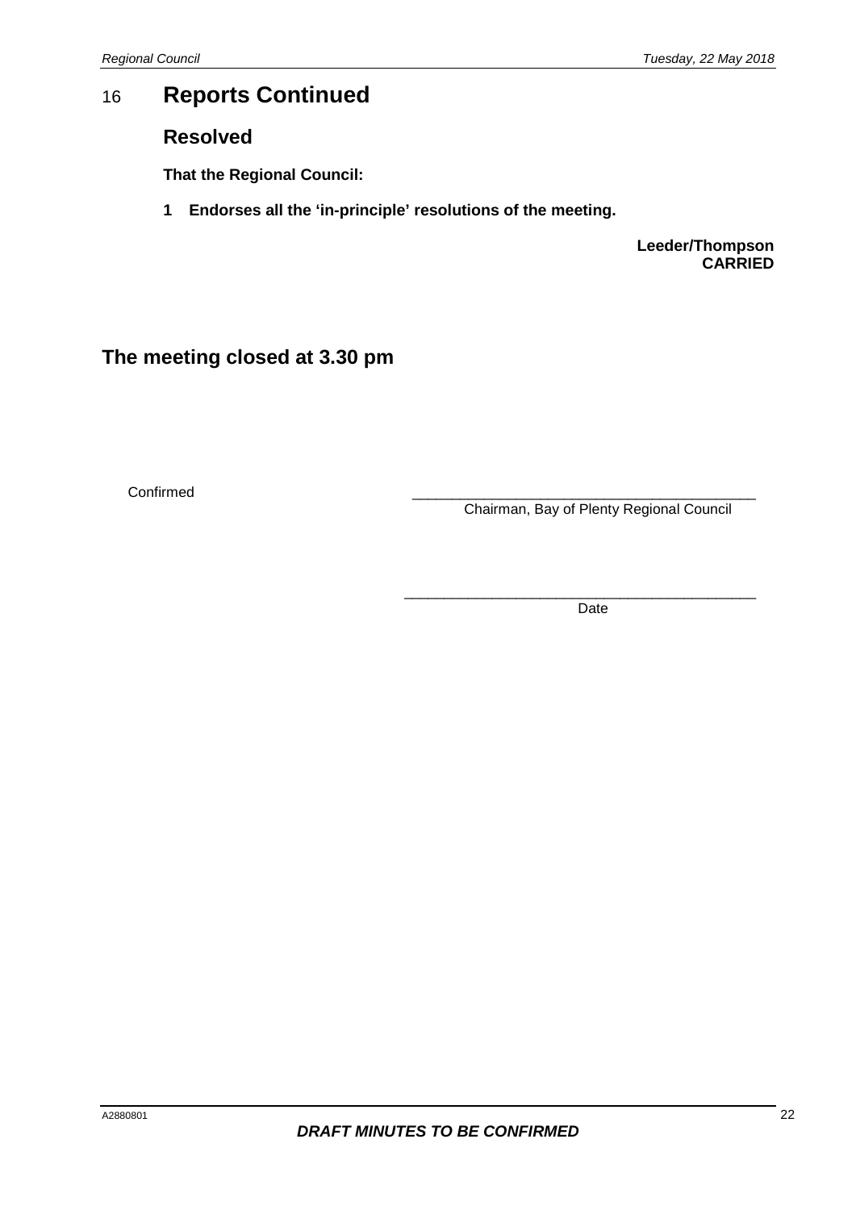# 16 Reports Continued

## Resolved

**That the Regional Council:**

**1 Endorses all the 'in-principle' resolutions of the meeting.**

**Leeder/Thompson**
**CARRIED**

## The meeting closed at 3.30 pm

Confirmed

\_\_\_\_\_\_\_\_\_\_\_\_\_\_\_\_\_\_\_\_\_\_\_\_\_\_\_\_\_\_\_\_\_\_\_\_\_\_\_\_\_\_
Chairman, Bay of Plenty Regional Council

\_\_\_\_\_\_\_\_\_\_\_\_\_\_\_\_\_\_\_\_\_\_\_\_\_\_\_\_\_\_\_\_\_\_\_\_\_\_\_\_\_\_
Date

***DRAFT MINUTES TO BE CONFIRMED***